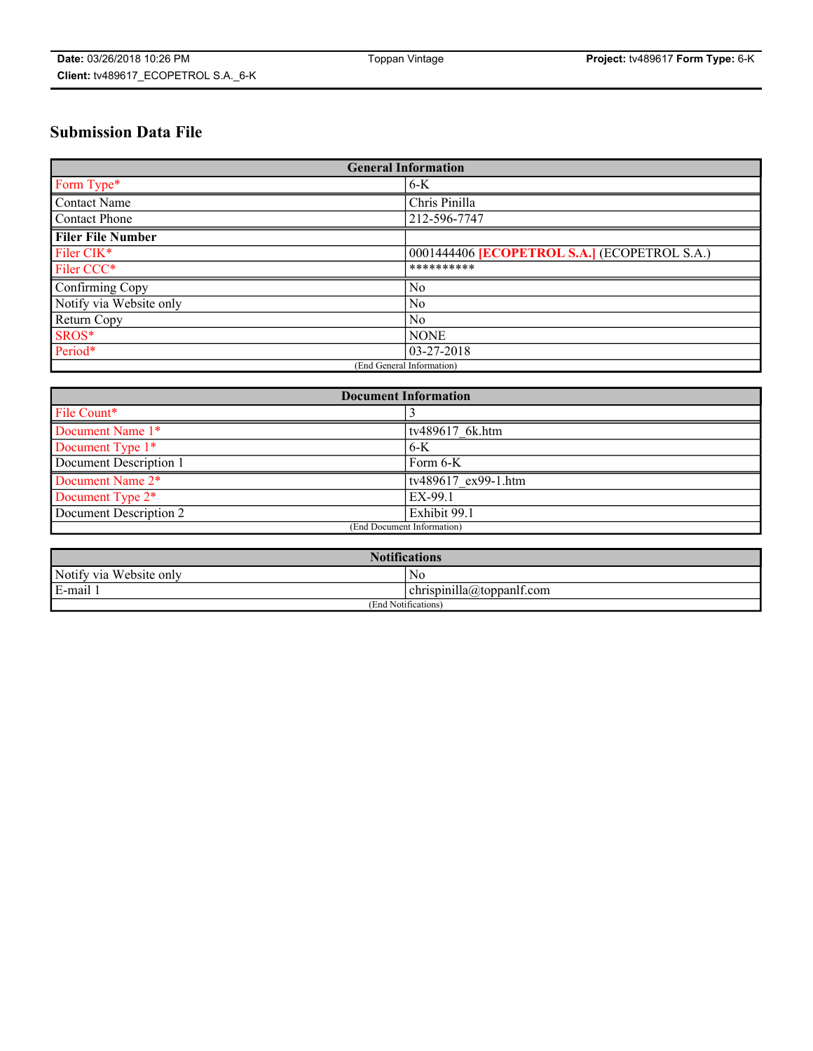# Submission Data File

| General Information | |
|---|---|
| Form Type* | 6-K |
| Contact Name | Chris Pinilla |
| Contact Phone | 212-596-7747 |
| **Filer File Number** | |
| Filer CIK* | 0001444406 **[ECOPETROL S.A.]** (ECOPETROL S.A.) |
| Filer CCC* | ********** |
| Confirming Copy | No |
| Notify via Website only | No |
| Return Copy | No |
| SROS* | NONE |
| Period* | 03-27-2018 |
| (End General Information) | |

| Document Information | |
|---|---|
| File Count* | 3 |
| Document Name 1* | tv489617_6k.htm |
| Document Type 1* | 6-K |
| Document Description 1 | Form 6-K |
| Document Name 2* | tv489617_ex99-1.htm |
| Document Type 2* | EX-99.1 |
| Document Description 2 | Exhibit 99.1 |
| (End Document Information) | |

| Notifications | |
|---|---|
| Notify via Website only | No |
| E-mail 1 | chrispinilla@toppanlf.com |
| (End Notifications) | |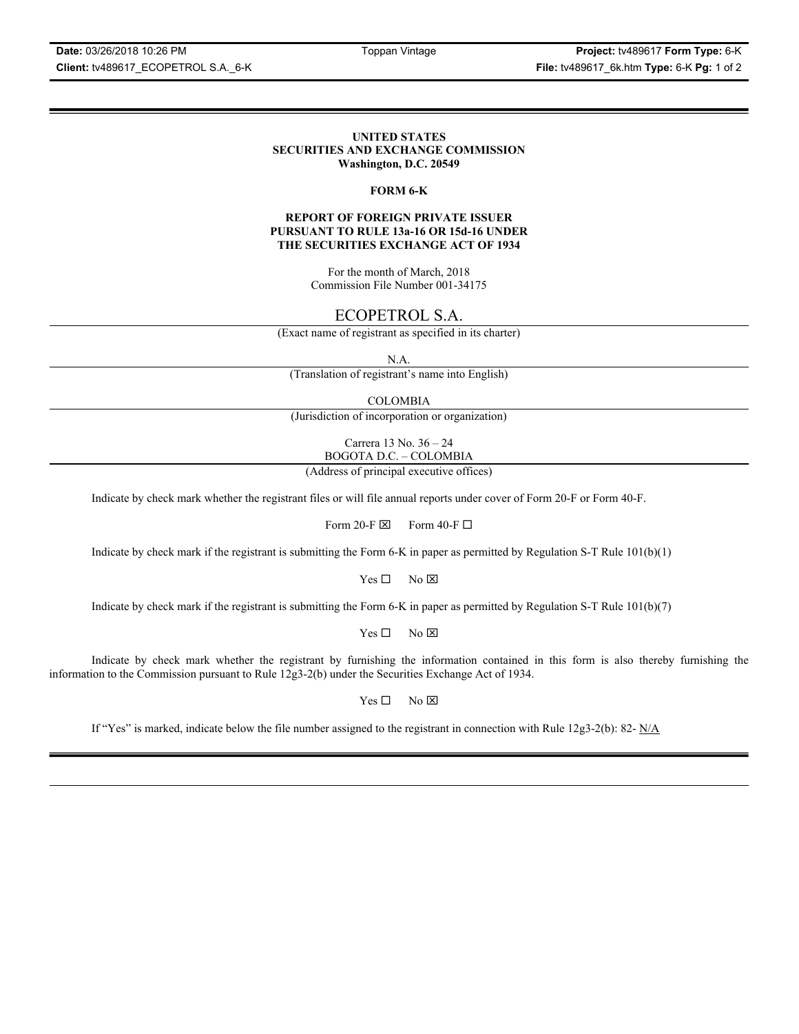**UNITED STATES**
**SECURITIES AND EXCHANGE COMMISSION**
**Washington, D.C. 20549**

**FORM 6-K**

**REPORT OF FOREIGN PRIVATE ISSUER**
**PURSUANT TO RULE 13a-16 OR 15d-16 UNDER**
**THE SECURITIES EXCHANGE ACT OF 1934**

For the month of March, 2018
Commission File Number 001-34175

ECOPETROL S.A.

(Exact name of registrant as specified in its charter)

N.A.

(Translation of registrant's name into English)

COLOMBIA

(Jurisdiction of incorporation or organization)

Carrera 13 No. 36 – 24
BOGOTA D.C. – COLOMBIA

(Address of principal executive offices)

Indicate by check mark whether the registrant files or will file annual reports under cover of Form 20-F or Form 40-F.

Form 20-F ☒ Form 40-F ☐

Indicate by check mark if the registrant is submitting the Form 6-K in paper as permitted by Regulation S-T Rule 101(b)(1)

Yes ☐ No ☒

Indicate by check mark if the registrant is submitting the Form 6-K in paper as permitted by Regulation S-T Rule 101(b)(7)

Yes ☐ No ☒

Indicate by check mark whether the registrant by furnishing the information contained in this form is also thereby furnishing the information to the Commission pursuant to Rule 12g3-2(b) under the Securities Exchange Act of 1934.

Yes ☐ No ☒

If "Yes" is marked, indicate below the file number assigned to the registrant in connection with Rule 12g3-2(b): 82- N/A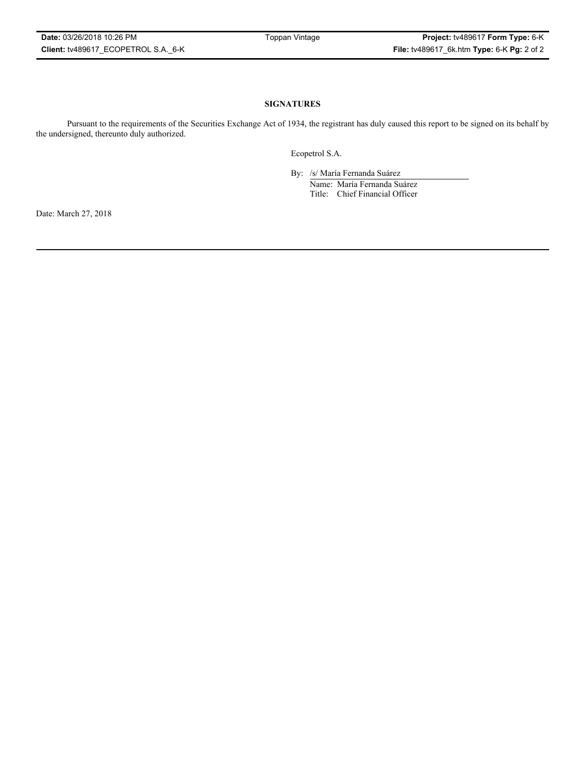**SIGNATURES**

Pursuant to the requirements of the Securities Exchange Act of 1934, the registrant has duly caused this report to be signed on its behalf by the undersigned, thereunto duly authorized.

Ecopetrol S.A.

By: /s/ María Fernanda Suárez
Name: María Fernanda Suárez
Title: Chief Financial Officer

Date: March 27, 2018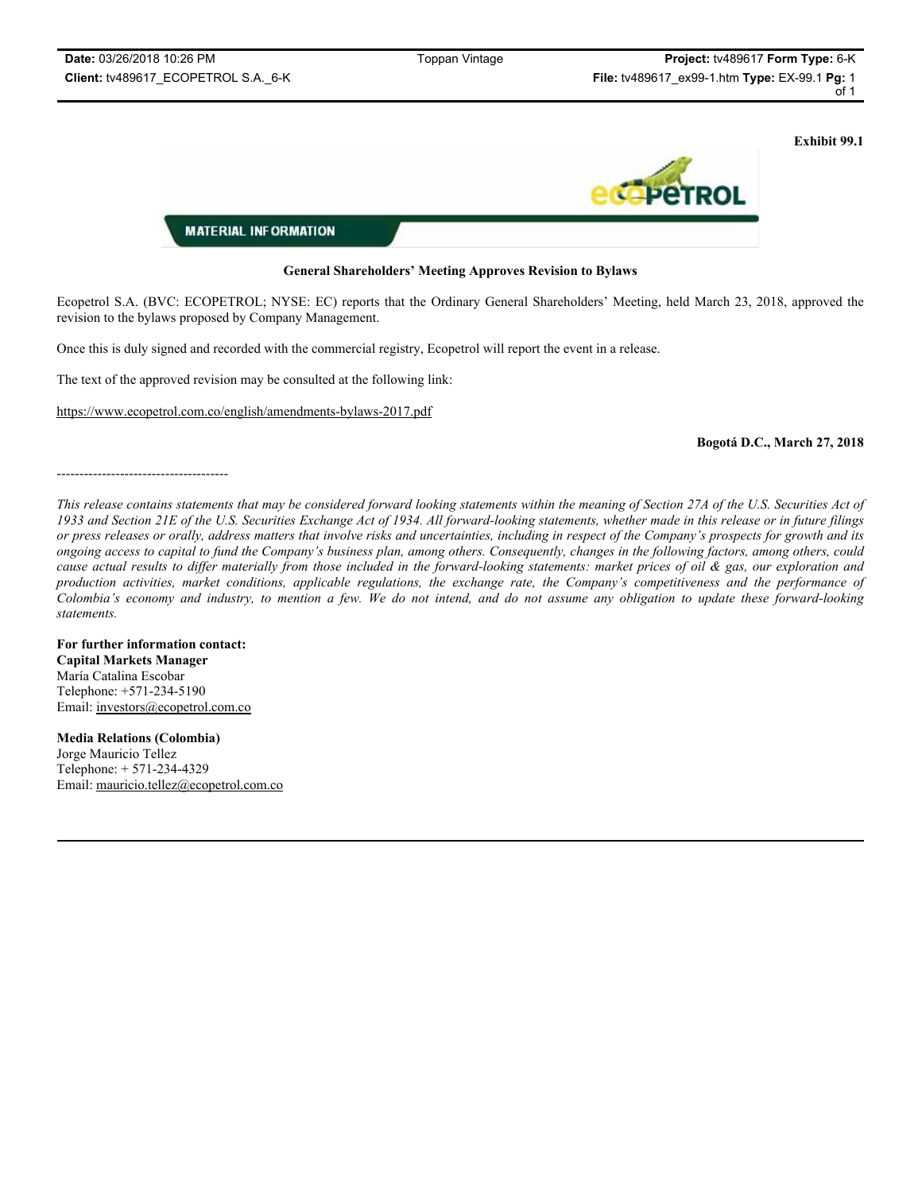**Exhibit 99.1**

**MATERIAL INFORMATION**

**General Shareholders' Meeting Approves Revision to Bylaws**

Ecopetrol S.A. (BVC: ECOPETROL; NYSE: EC) reports that the Ordinary General Shareholders' Meeting, held March 23, 2018, approved the revision to the bylaws proposed by Company Management.

Once this is duly signed and recorded with the commercial registry, Ecopetrol will report the event in a release.

The text of the approved revision may be consulted at the following link:

https://www.ecopetrol.com.co/english/amendments-bylaws-2017.pdf

**Bogotá D.C., March 27, 2018**

--------------------------------------

*This release contains statements that may be considered forward looking statements within the meaning of Section 27A of the U.S. Securities Act of 1933 and Section 21E of the U.S. Securities Exchange Act of 1934. All forward-looking statements, whether made in this release or in future filings or press releases or orally, address matters that involve risks and uncertainties, including in respect of the Company's prospects for growth and its ongoing access to capital to fund the Company's business plan, among others. Consequently, changes in the following factors, among others, could cause actual results to differ materially from those included in the forward-looking statements: market prices of oil & gas, our exploration and production activities, market conditions, applicable regulations, the exchange rate, the Company's competitiveness and the performance of Colombia's economy and industry, to mention a few. We do not intend, and do not assume any obligation to update these forward-looking statements.*

**For further information contact:**
**Capital Markets Manager**
María Catalina Escobar
Telephone: +571-234-5190
Email: investors@ecopetrol.com.co

**Media Relations (Colombia)**
Jorge Mauricio Tellez
Telephone: + 571-234-4329
Email: mauricio.tellez@ecopetrol.com.co